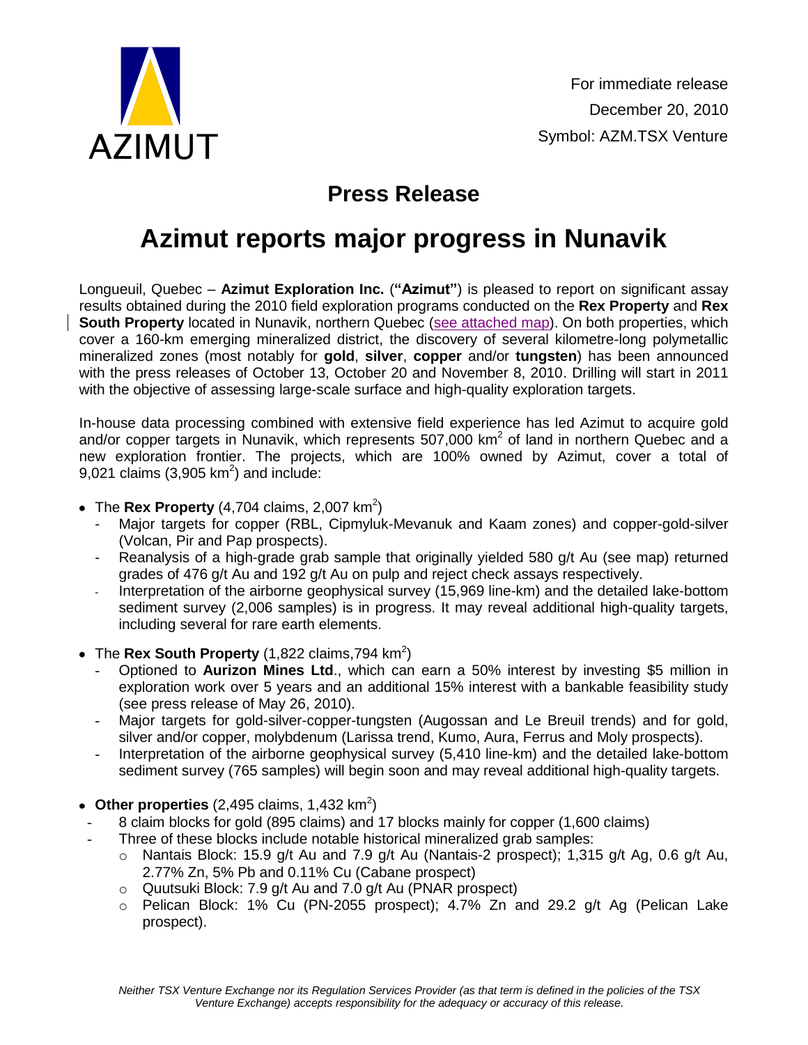AZIMUT

For immediate release
December 20, 2010
Symbol: AZM.TSX Venture

## Press Release

# Azimut reports major progress in Nunavik

Longueuil, Quebec – **Azimut Exploration Inc.** (**"Azimut"**) is pleased to report on significant assay results obtained during the 2010 field exploration programs conducted on the **Rex Property** and **Rex South Property** located in Nunavik, northern Quebec (see attached map). On both properties, which cover a 160-km emerging mineralized district, the discovery of several kilometre-long polymetallic mineralized zones (most notably for **gold**, **silver**, **copper** and/or **tungsten**) has been announced with the press releases of October 13, October 20 and November 8, 2010. Drilling will start in 2011 with the objective of assessing large-scale surface and high-quality exploration targets.

In-house data processing combined with extensive field experience has led Azimut to acquire gold and/or copper targets in Nunavik, which represents 507,000 km$^2$ of land in northern Quebec and a new exploration frontier. The projects, which are 100% owned by Azimut, cover a total of 9,021 claims (3,905 km$^2$) and include:

- The **Rex Property** (4,704 claims, 2,007 km$^2$)
  - Major targets for copper (RBL, Cipmyluk-Mevanuk and Kaam zones) and copper-gold-silver (Volcan, Pir and Pap prospects).
  - Reanalysis of a high-grade grab sample that originally yielded 580 g/t Au (see map) returned grades of 476 g/t Au and 192 g/t Au on pulp and reject check assays respectively.
  - Interpretation of the airborne geophysical survey (15,969 line-km) and the detailed lake-bottom sediment survey (2,006 samples) is in progress. It may reveal additional high-quality targets, including several for rare earth elements.
- The **Rex South Property** (1,822 claims,794 km$^2$)
  - Optioned to **Aurizon Mines Ltd**., which can earn a 50% interest by investing $5 million in exploration work over 5 years and an additional 15% interest with a bankable feasibility study (see press release of May 26, 2010).
  - Major targets for gold-silver-copper-tungsten (Augossan and Le Breuil trends) and for gold, silver and/or copper, molybdenum (Larissa trend, Kumo, Aura, Ferrus and Moly prospects).
  - Interpretation of the airborne geophysical survey (5,410 line-km) and the detailed lake-bottom sediment survey (765 samples) will begin soon and may reveal additional high-quality targets.
- **Other properties** (2,495 claims, 1,432 km$^2$)
  - 8 claim blocks for gold (895 claims) and 17 blocks mainly for copper (1,600 claims)
  - Three of these blocks include notable historical mineralized grab samples:
    - Nantais Block: 15.9 g/t Au and 7.9 g/t Au (Nantais-2 prospect); 1,315 g/t Ag, 0.6 g/t Au, 2.77% Zn, 5% Pb and 0.11% Cu (Cabane prospect)
    - Quutsuki Block: 7.9 g/t Au and 7.0 g/t Au (PNAR prospect)
    - Pelican Block: 1% Cu (PN-2055 prospect); 4.7% Zn and 29.2 g/t Ag (Pelican Lake prospect).

*Neither TSX Venture Exchange nor its Regulation Services Provider (as that term is defined in the policies of the TSX Venture Exchange) accepts responsibility for the adequacy or accuracy of this release.*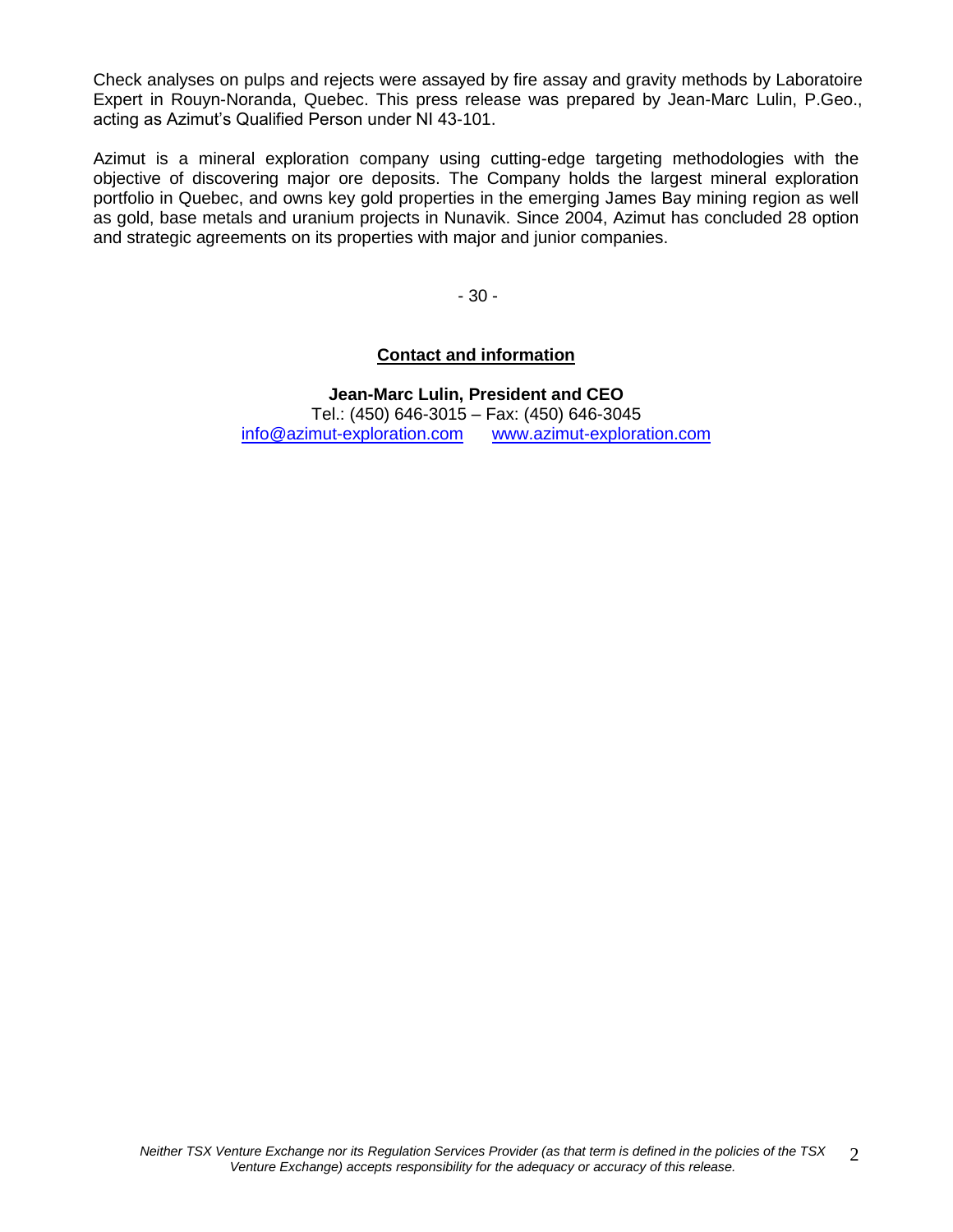Check analyses on pulps and rejects were assayed by fire assay and gravity methods by Laboratoire Expert in Rouyn-Noranda, Quebec. This press release was prepared by Jean-Marc Lulin, P.Geo., acting as Azimut's Qualified Person under NI 43-101.

Azimut is a mineral exploration company using cutting-edge targeting methodologies with the objective of discovering major ore deposits. The Company holds the largest mineral exploration portfolio in Quebec, and owns key gold properties in the emerging James Bay mining region as well as gold, base metals and uranium projects in Nunavik. Since 2004, Azimut has concluded 28 option and strategic agreements on its properties with major and junior companies.

- 30 -

**Contact and information**

**Jean-Marc Lulin, President and CEO**
Tel.: (450) 646-3015 – Fax: (450) 646-3045
info@azimut-exploration.com www.azimut-exploration.com

*Neither TSX Venture Exchange nor its Regulation Services Provider (as that term is defined in the policies of the TSX Venture Exchange) accepts responsibility for the adequacy or accuracy of this release.*